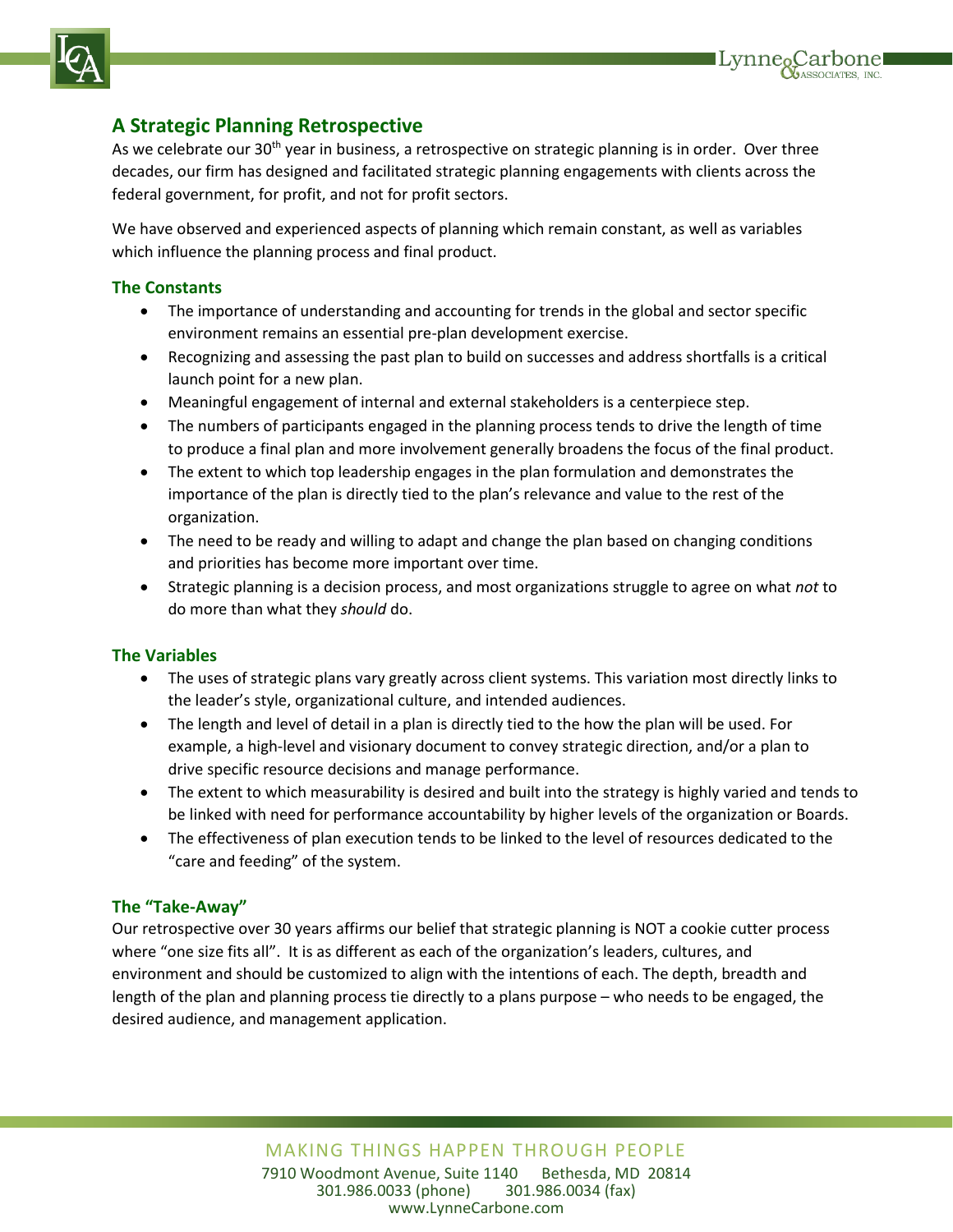## A Strategic Planning Retrospective

As we celebrate our 30th year in business, a retrospective on strategic planning is in order. Over three decades, our firm has designed and facilitated strategic planning engagements with clients across the federal government, for profit, and not for profit sectors.

We have observed and experienced aspects of planning which remain constant, as well as variables which influence the planning process and final product.

### The Constants

- The importance of understanding and accounting for trends in the global and sector specific environment remains an essential pre-plan development exercise.
- Recognizing and assessing the past plan to build on successes and address shortfalls is a critical launch point for a new plan.
- Meaningful engagement of internal and external stakeholders is a centerpiece step.
- The numbers of participants engaged in the planning process tends to drive the length of time to produce a final plan and more involvement generally broadens the focus of the final product.
- The extent to which top leadership engages in the plan formulation and demonstrates the importance of the plan is directly tied to the plan's relevance and value to the rest of the organization.
- The need to be ready and willing to adapt and change the plan based on changing conditions and priorities has become more important over time.
- Strategic planning is a decision process, and most organizations struggle to agree on what *not* to do more than what they *should* do.

### The Variables

- The uses of strategic plans vary greatly across client systems. This variation most directly links to the leader's style, organizational culture, and intended audiences.
- The length and level of detail in a plan is directly tied to the how the plan will be used. For example, a high-level and visionary document to convey strategic direction, and/or a plan to drive specific resource decisions and manage performance.
- The extent to which measurability is desired and built into the strategy is highly varied and tends to be linked with need for performance accountability by higher levels of the organization or Boards.
- The effectiveness of plan execution tends to be linked to the level of resources dedicated to the "care and feeding" of the system.

### The "Take-Away"

Our retrospective over 30 years affirms our belief that strategic planning is NOT a cookie cutter process where "one size fits all". It is as different as each of the organization's leaders, cultures, and environment and should be customized to align with the intentions of each. The depth, breadth and length of the plan and planning process tie directly to a plans purpose – who needs to be engaged, the desired audience, and management application.

MAKING THINGS HAPPEN THROUGH PEOPLE
7910 Woodmont Avenue, Suite 1140 Bethesda, MD 20814
301.986.0033 (phone) 301.986.0034 (fax)
www.LynneCarbone.com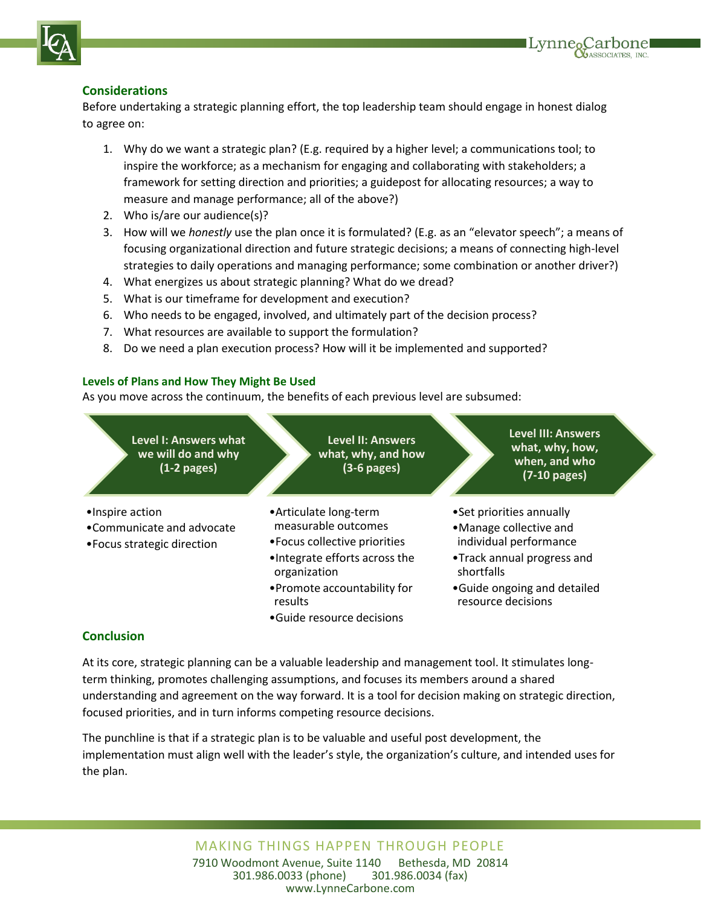## Considerations

Before undertaking a strategic planning effort, the top leadership team should engage in honest dialog to agree on:

1. Why do we want a strategic plan? (E.g. required by a higher level; a communications tool; to inspire the workforce; as a mechanism for engaging and collaborating with stakeholders; a framework for setting direction and priorities; a guidepost for allocating resources; a way to measure and manage performance; all of the above?)
2. Who is/are our audience(s)?
3. How will we *honestly* use the plan once it is formulated? (E.g. as an "elevator speech"; a means of focusing organizational direction and future strategic decisions; a means of connecting high-level strategies to daily operations and managing performance; some combination or another driver?)
4. What energizes us about strategic planning? What do we dread?
5. What is our timeframe for development and execution?
6. Who needs to be engaged, involved, and ultimately part of the decision process?
7. What resources are available to support the formulation?
8. Do we need a plan execution process? How will it be implemented and supported?

### Levels of Plans and How They Might Be Used

As you move across the continuum, the benefits of each previous level are subsumed:

**Level I: Answers what we will do and why (1-2 pages)**

- Inspire action
- Communicate and advocate
- Focus strategic direction

**Level II: Answers what, why, and how (3-6 pages)**

- Articulate long-term measurable outcomes
- Focus collective priorities
- Integrate efforts across the organization
- Promote accountability for results
- Guide resource decisions

**Level III: Answers what, why, how, when, and who (7-10 pages)**

- Set priorities annually
- Manage collective and individual performance
- Track annual progress and shortfalls
- Guide ongoing and detailed resource decisions

## Conclusion

At its core, strategic planning can be a valuable leadership and management tool. It stimulates long-term thinking, promotes challenging assumptions, and focuses its members around a shared understanding and agreement on the way forward. It is a tool for decision making on strategic direction, focused priorities, and in turn informs competing resource decisions.

The punchline is that if a strategic plan is to be valuable and useful post development, the implementation must align well with the leader's style, the organization's culture, and intended uses for the plan.